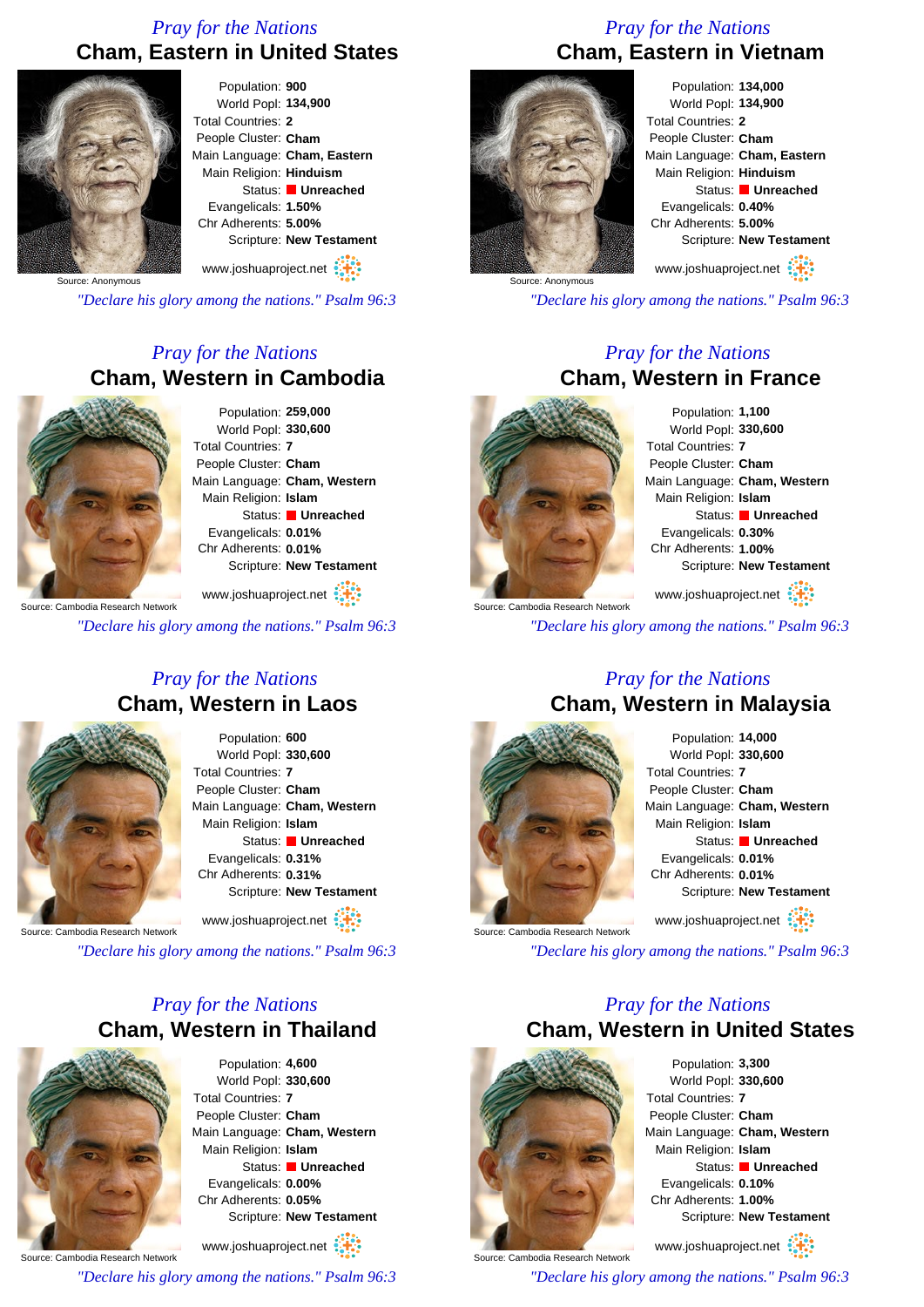*Pray for the Nations*

## Cham, Eastern in United States

Source: Anonymous

Population: **900**
World Popl: **134,900**
Total Countries: **2**
People Cluster: **Cham**
Main Language: **Cham, Eastern**
Main Religion: **Hinduism**
Status: **Unreached**
Evangelicals: **1.50%**
Chr Adherents: **5.00%**
Scripture: **New Testament**

www.joshuaproject.net

*"Declare his glory among the nations." Psalm 96:3*

*Pray for the Nations*

## Cham, Eastern in Vietnam

Source: Anonymous

Population: **134,000**
World Popl: **134,900**
Total Countries: **2**
People Cluster: **Cham**
Main Language: **Cham, Eastern**
Main Religion: **Hinduism**
Status: **Unreached**
Evangelicals: **0.40%**
Chr Adherents: **5.00%**
Scripture: **New Testament**

www.joshuaproject.net

*"Declare his glory among the nations." Psalm 96:3*

*Pray for the Nations*

## Cham, Western in Cambodia

Source: Cambodia Research Network

Population: **259,000**
World Popl: **330,600**
Total Countries: **7**
People Cluster: **Cham**
Main Language: **Cham, Western**
Main Religion: **Islam**
Status: **Unreached**
Evangelicals: **0.01%**
Chr Adherents: **0.01%**
Scripture: **New Testament**

www.joshuaproject.net

*"Declare his glory among the nations." Psalm 96:3*

*Pray for the Nations*

## Cham, Western in France

Source: Cambodia Research Network

Population: **1,100**
World Popl: **330,600**
Total Countries: **7**
People Cluster: **Cham**
Main Language: **Cham, Western**
Main Religion: **Islam**
Status: **Unreached**
Evangelicals: **0.30%**
Chr Adherents: **1.00%**
Scripture: **New Testament**

www.joshuaproject.net

*"Declare his glory among the nations." Psalm 96:3*

*Pray for the Nations*

## Cham, Western in Laos

Source: Cambodia Research Network

Population: **600**
World Popl: **330,600**
Total Countries: **7**
People Cluster: **Cham**
Main Language: **Cham, Western**
Main Religion: **Islam**
Status: **Unreached**
Evangelicals: **0.31%**
Chr Adherents: **0.31%**
Scripture: **New Testament**

www.joshuaproject.net

*"Declare his glory among the nations." Psalm 96:3*

*Pray for the Nations*

## Cham, Western in Malaysia

Source: Cambodia Research Network

Population: **14,000**
World Popl: **330,600**
Total Countries: **7**
People Cluster: **Cham**
Main Language: **Cham, Western**
Main Religion: **Islam**
Status: **Unreached**
Evangelicals: **0.01%**
Chr Adherents: **0.01%**
Scripture: **New Testament**

www.joshuaproject.net

*"Declare his glory among the nations." Psalm 96:3*

*Pray for the Nations*

## Cham, Western in Thailand

Source: Cambodia Research Network

Population: **4,600**
World Popl: **330,600**
Total Countries: **7**
People Cluster: **Cham**
Main Language: **Cham, Western**
Main Religion: **Islam**
Status: **Unreached**
Evangelicals: **0.00%**
Chr Adherents: **0.05%**
Scripture: **New Testament**

www.joshuaproject.net

*"Declare his glory among the nations." Psalm 96:3*

*Pray for the Nations*

## Cham, Western in United States

Source: Cambodia Research Network

Population: **3,300**
World Popl: **330,600**
Total Countries: **7**
People Cluster: **Cham**
Main Language: **Cham, Western**
Main Religion: **Islam**
Status: **Unreached**
Evangelicals: **0.10%**
Chr Adherents: **1.00%**
Scripture: **New Testament**

www.joshuaproject.net

*"Declare his glory among the nations." Psalm 96:3*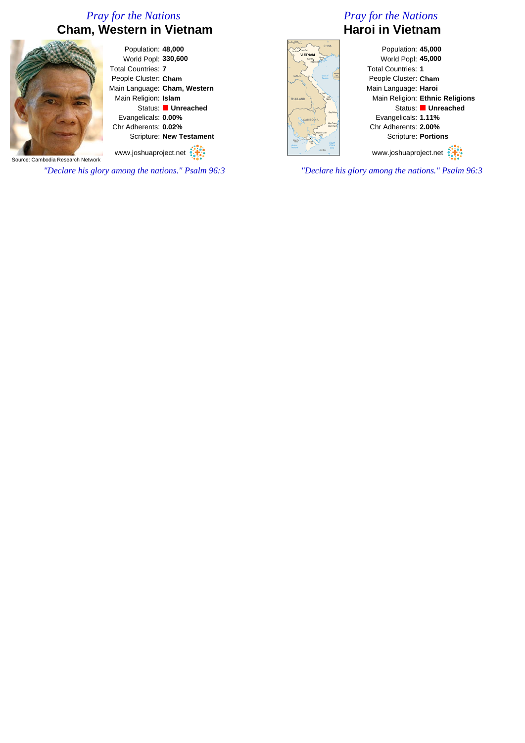*Pray for the Nations*

# Cham, Western in Vietnam

Population: **48,000**
World Popl: **330,600**
Total Countries: **7**
People Cluster: **Cham**
Main Language: **Cham, Western**
Main Religion: **Islam**
Status: **Unreached**
Evangelicals: **0.00%**
Chr Adherents: **0.02%**
Scripture: **New Testament**

www.joshuaproject.net

Source: Cambodia Research Network

*"Declare his glory among the nations." Psalm 96:3*

*Pray for the Nations*

# Haroi in Vietnam

Population: **45,000**
World Popl: **45,000**
Total Countries: **1**
People Cluster: **Cham**
Main Language: **Haroi**
Main Religion: **Ethnic Religions**
Status: **Unreached**
Evangelicals: **1.11%**
Chr Adherents: **2.00%**
Scripture: **Portions**

www.joshuaproject.net

*"Declare his glory among the nations." Psalm 96:3*